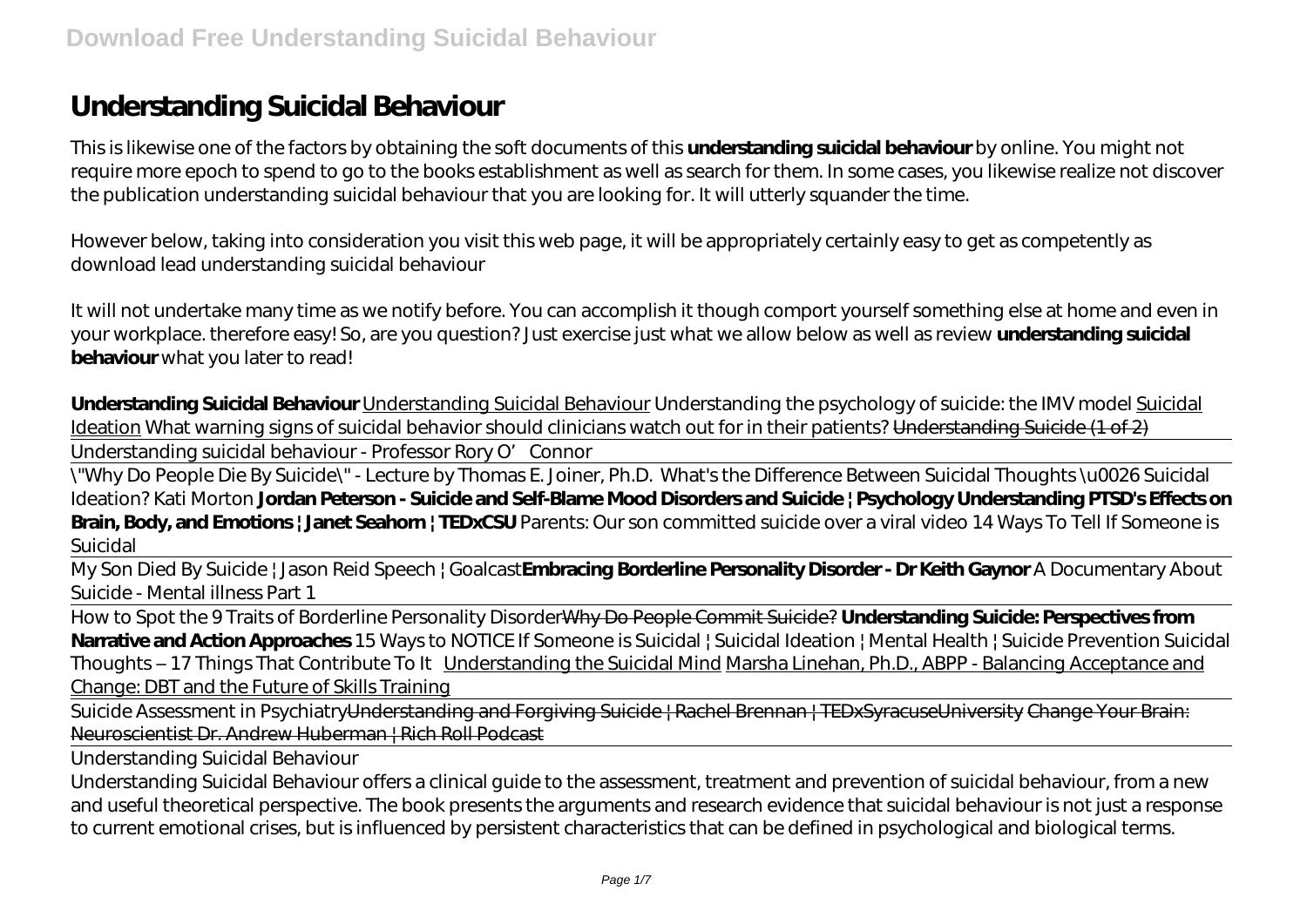# Understanding Suicidal Behaviour

This is likewise one of the factors by obtaining the soft documents of this **understanding suicidal behaviour** by online. You might not require more epoch to spend to go to the books establishment as well as search for them. In some cases, you likewise realize not discover the publication understanding suicidal behaviour that you are looking for. It will utterly squander the time.

However below, taking into consideration you visit this web page, it will be appropriately certainly easy to get as competently as download lead understanding suicidal behaviour

It will not undertake many time as we notify before. You can accomplish it though comport yourself something else at home and even in your workplace. therefore easy! So, are you question? Just exercise just what we allow below as well as review **understanding suicidal behaviour** what you later to read!

**Understanding Suicidal Behaviour** Understanding Suicidal Behaviour *Understanding the psychology of suicide: the IMV model* Suicidal Ideation *What warning signs of suicidal behavior should clinicians watch out for in their patients?* ~~Understanding Suicide (1 of 2)~~

Understanding suicidal behaviour - Professor Rory O'Connor

\"Why Do People Die By Suicide\" - Lecture by Thomas E. Joiner, Ph.D. *What's the Difference Between Suicidal Thoughts \u0026 Suicidal Ideation? Kati Morton* **Jordan Peterson - Suicide and Self-Blame Mood Disorders and Suicide | Psychology Understanding PTSD's Effects on Brain, Body, and Emotions | Janet Seahorn | TEDxCSU** *Parents: Our son committed suicide over a viral video 14 Ways To Tell If Someone is Suicidal*

My Son Died By Suicide | Jason Reid Speech | Goalcast **Embracing Borderline Personality Disorder - Dr Keith Gaynor** *A Documentary About Suicide - Mental illness Part 1*

How to Spot the 9 Traits of Borderline Personality Disorder ~~Why Do People Commit Suicide?~~ **Understanding Suicide: Perspectives from Narrative and Action Approaches** *15 Ways to NOTICE If Someone is Suicidal | Suicidal Ideation | Mental Health | Suicide Prevention Suicidal Thoughts – 17 Things That Contribute To It* Understanding the Suicidal Mind Marsha Linehan, Ph.D., ABPP - Balancing Acceptance and Change: DBT and the Future of Skills Training

Suicide Assessment in Psychiatry ~~Understanding and Forgiving Suicide | Rachel Brennan | TEDxSyracuseUniversity Change Your Brain: Neuroscientist Dr. Andrew Huberman | Rich Roll Podcast~~

Understanding Suicidal Behaviour

Understanding Suicidal Behaviour offers a clinical guide to the assessment, treatment and prevention of suicidal behaviour, from a new and useful theoretical perspective. The book presents the arguments and research evidence that suicidal behaviour is not just a response to current emotional crises, but is influenced by persistent characteristics that can be defined in psychological and biological terms.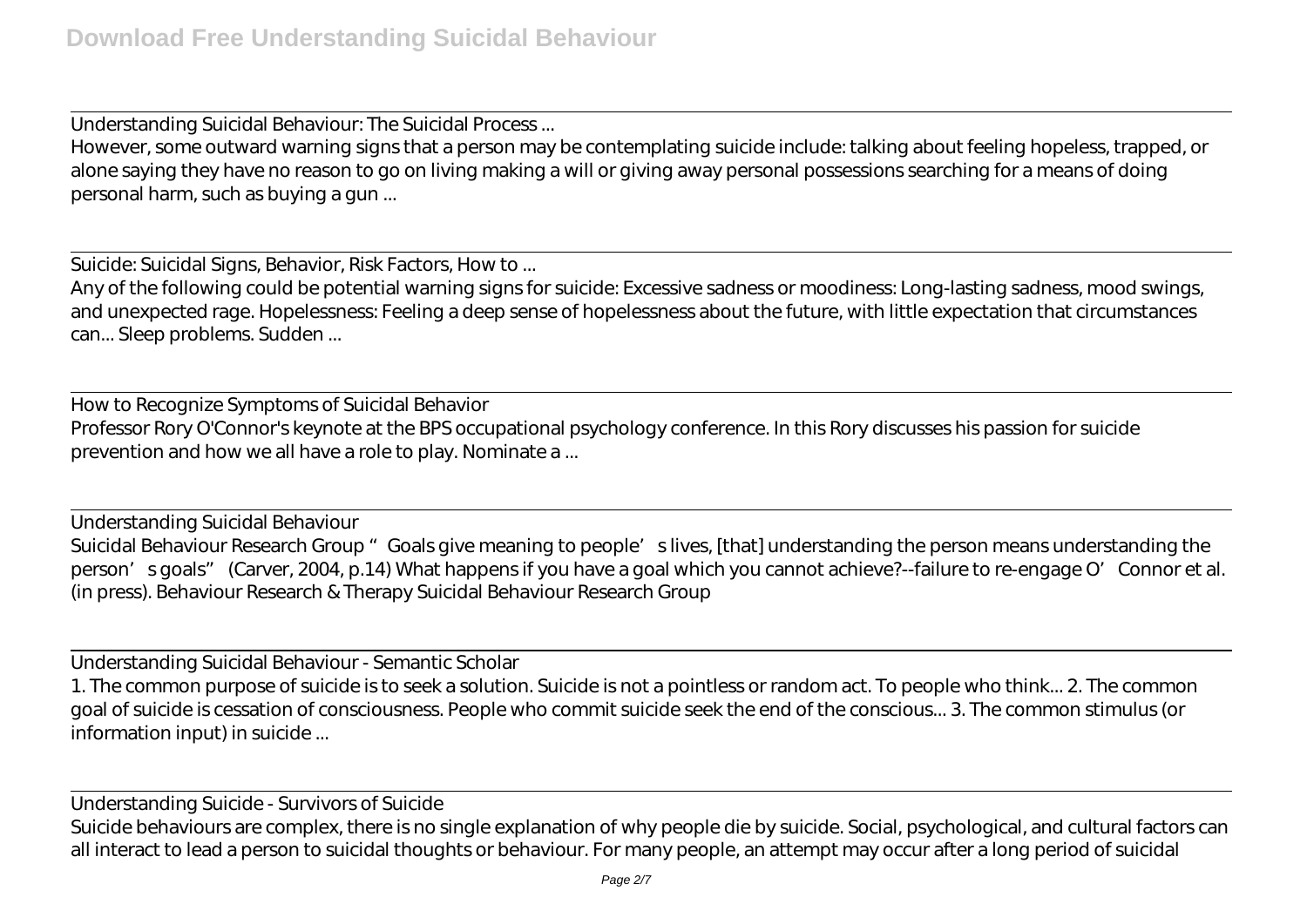Understanding Suicidal Behaviour: The Suicidal Process ...

However, some outward warning signs that a person may be contemplating suicide include: talking about feeling hopeless, trapped, or alone saying they have no reason to go on living making a will or giving away personal possessions searching for a means of doing personal harm, such as buying a gun ...

Suicide: Suicidal Signs, Behavior, Risk Factors, How to ...

Any of the following could be potential warning signs for suicide: Excessive sadness or moodiness: Long-lasting sadness, mood swings, and unexpected rage. Hopelessness: Feeling a deep sense of hopelessness about the future, with little expectation that circumstances can... Sleep problems. Sudden ...

How to Recognize Symptoms of Suicidal Behavior

Professor Rory O'Connor's keynote at the BPS occupational psychology conference. In this Rory discusses his passion for suicide prevention and how we all have a role to play. Nominate a ...

Understanding Suicidal Behaviour

Suicidal Behaviour Research Group "Goals give meaning to people's lives, [that] understanding the person means understanding the person's goals" (Carver, 2004, p.14) What happens if you have a goal which you cannot achieve?--failure to re-engage O'Connor et al. (in press). Behaviour Research & Therapy Suicidal Behaviour Research Group

Understanding Suicidal Behaviour - Semantic Scholar

1. The common purpose of suicide is to seek a solution. Suicide is not a pointless or random act. To people who think... 2. The common goal of suicide is cessation of consciousness. People who commit suicide seek the end of the conscious... 3. The common stimulus (or information input) in suicide ...

Understanding Suicide - Survivors of Suicide

Suicide behaviours are complex, there is no single explanation of why people die by suicide. Social, psychological, and cultural factors can all interact to lead a person to suicidal thoughts or behaviour. For many people, an attempt may occur after a long period of suicidal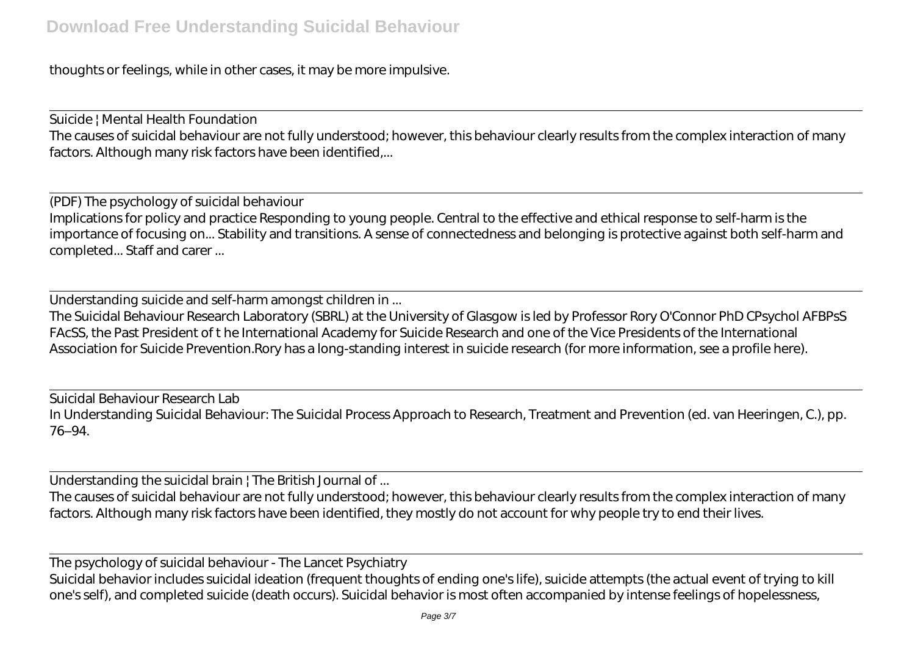thoughts or feelings, while in other cases, it may be more impulsive.

Suicide | Mental Health Foundation
The causes of suicidal behaviour are not fully understood; however, this behaviour clearly results from the complex interaction of many factors. Although many risk factors have been identified,...

(PDF) The psychology of suicidal behaviour
Implications for policy and practice Responding to young people. Central to the effective and ethical response to self-harm is the importance of focusing on... Stability and transitions. A sense of connectedness and belonging is protective against both self-harm and completed... Staff and carer ...

Understanding suicide and self-harm amongst children in ...
The Suicidal Behaviour Research Laboratory (SBRL) at the University of Glasgow is led by Professor Rory O'Connor PhD CPsychol AFBPsS FAcSS, the Past President of t he International Academy for Suicide Research and one of the Vice Presidents of the International Association for Suicide Prevention.Rory has a long-standing interest in suicide research (for more information, see a profile here).

Suicidal Behaviour Research Lab
In Understanding Suicidal Behaviour: The Suicidal Process Approach to Research, Treatment and Prevention (ed. van Heeringen, C.), pp. 76–94.

Understanding the suicidal brain | The British Journal of ...
The causes of suicidal behaviour are not fully understood; however, this behaviour clearly results from the complex interaction of many factors. Although many risk factors have been identified, they mostly do not account for why people try to end their lives.

The psychology of suicidal behaviour - The Lancet Psychiatry
Suicidal behavior includes suicidal ideation (frequent thoughts of ending one's life), suicide attempts (the actual event of trying to kill one's self), and completed suicide (death occurs). Suicidal behavior is most often accompanied by intense feelings of hopelessness,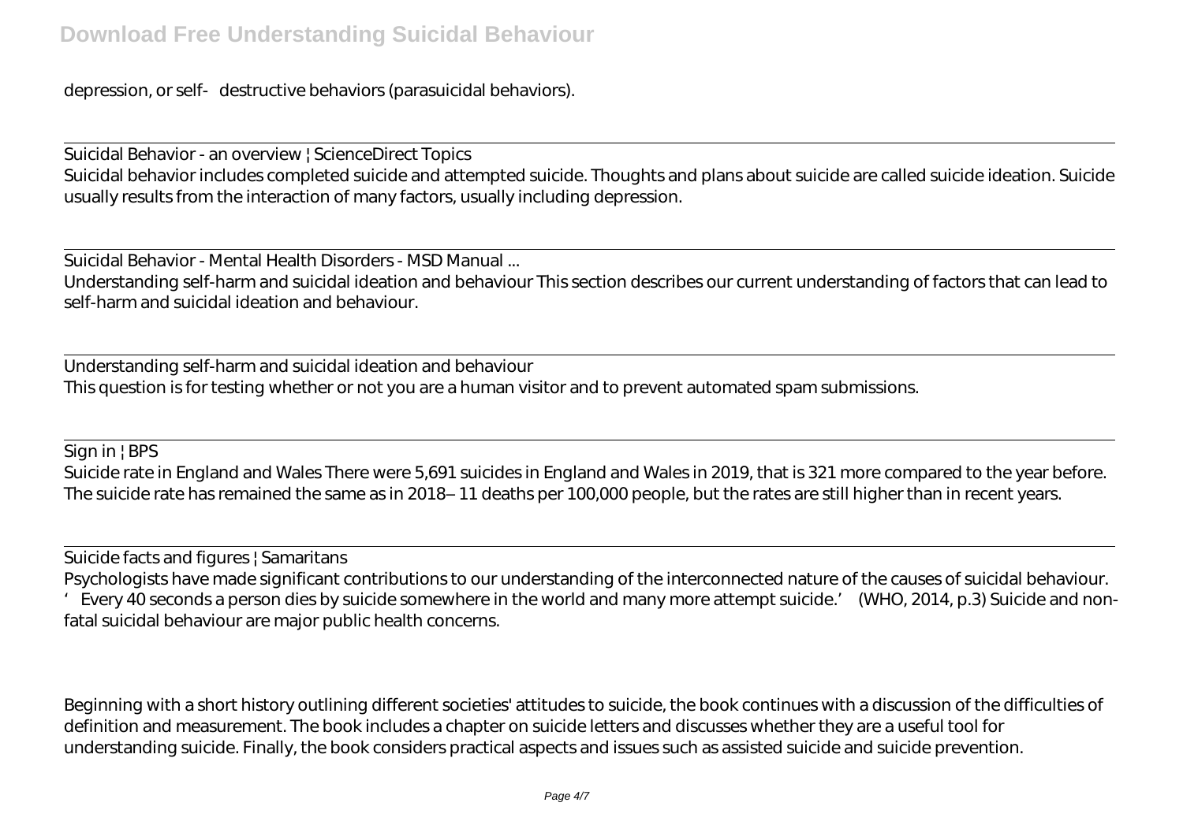depression, or self- destructive behaviors (parasuicidal behaviors).

Suicidal Behavior - an overview | ScienceDirect Topics

Suicidal behavior includes completed suicide and attempted suicide. Thoughts and plans about suicide are called suicide ideation. Suicide usually results from the interaction of many factors, usually including depression.

Suicidal Behavior - Mental Health Disorders - MSD Manual ...

Understanding self-harm and suicidal ideation and behaviour This section describes our current understanding of factors that can lead to self-harm and suicidal ideation and behaviour.

Understanding self-harm and suicidal ideation and behaviour

This question is for testing whether or not you are a human visitor and to prevent automated spam submissions.

Sign in | BPS

Suicide rate in England and Wales There were 5,691 suicides in England and Wales in 2019, that is 321 more compared to the year before. The suicide rate has remained the same as in 2018– 11 deaths per 100,000 people, but the rates are still higher than in recent years.

Suicide facts and figures | Samaritans

Psychologists have made significant contributions to our understanding of the interconnected nature of the causes of suicidal behaviour. 'Every 40 seconds a person dies by suicide somewhere in the world and many more attempt suicide.' (WHO, 2014, p.3) Suicide and non-fatal suicidal behaviour are major public health concerns.

Beginning with a short history outlining different societies' attitudes to suicide, the book continues with a discussion of the difficulties of definition and measurement. The book includes a chapter on suicide letters and discusses whether they are a useful tool for understanding suicide. Finally, the book considers practical aspects and issues such as assisted suicide and suicide prevention.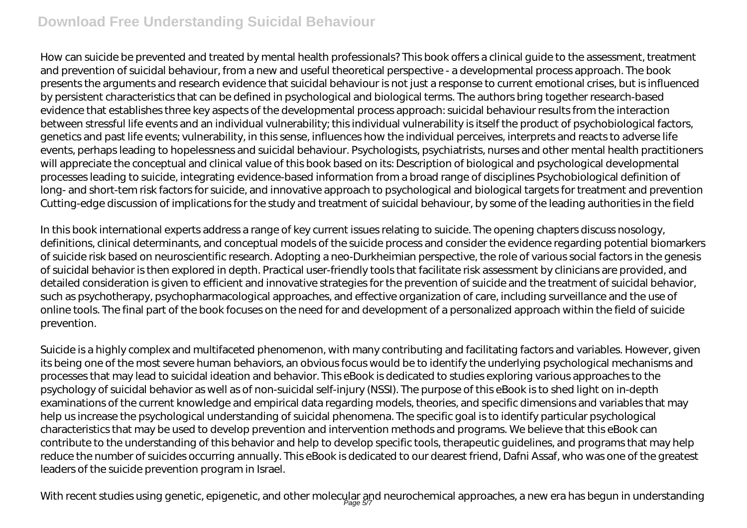How can suicide be prevented and treated by mental health professionals? This book offers a clinical guide to the assessment, treatment and prevention of suicidal behaviour, from a new and useful theoretical perspective - a developmental process approach. The book presents the arguments and research evidence that suicidal behaviour is not just a response to current emotional crises, but is influenced by persistent characteristics that can be defined in psychological and biological terms. The authors bring together research-based evidence that establishes three key aspects of the developmental process approach: suicidal behaviour results from the interaction between stressful life events and an individual vulnerability; this individual vulnerability is itself the product of psychobiological factors, genetics and past life events; vulnerability, in this sense, influences how the individual perceives, interprets and reacts to adverse life events, perhaps leading to hopelessness and suicidal behaviour. Psychologists, psychiatrists, nurses and other mental health practitioners will appreciate the conceptual and clinical value of this book based on its: Description of biological and psychological developmental processes leading to suicide, integrating evidence-based information from a broad range of disciplines Psychobiological definition of long- and short-tem risk factors for suicide, and innovative approach to psychological and biological targets for treatment and prevention Cutting-edge discussion of implications for the study and treatment of suicidal behaviour, by some of the leading authorities in the field

In this book international experts address a range of key current issues relating to suicide. The opening chapters discuss nosology, definitions, clinical determinants, and conceptual models of the suicide process and consider the evidence regarding potential biomarkers of suicide risk based on neuroscientific research. Adopting a neo-Durkheimian perspective, the role of various social factors in the genesis of suicidal behavior is then explored in depth. Practical user-friendly tools that facilitate risk assessment by clinicians are provided, and detailed consideration is given to efficient and innovative strategies for the prevention of suicide and the treatment of suicidal behavior, such as psychotherapy, psychopharmacological approaches, and effective organization of care, including surveillance and the use of online tools. The final part of the book focuses on the need for and development of a personalized approach within the field of suicide prevention.

Suicide is a highly complex and multifaceted phenomenon, with many contributing and facilitating factors and variables. However, given its being one of the most severe human behaviors, an obvious focus would be to identify the underlying psychological mechanisms and processes that may lead to suicidal ideation and behavior. This eBook is dedicated to studies exploring various approaches to the psychology of suicidal behavior as well as of non-suicidal self-injury (NSSI). The purpose of this eBook is to shed light on in-depth examinations of the current knowledge and empirical data regarding models, theories, and specific dimensions and variables that may help us increase the psychological understanding of suicidal phenomena. The specific goal is to identify particular psychological characteristics that may be used to develop prevention and intervention methods and programs. We believe that this eBook can contribute to the understanding of this behavior and help to develop specific tools, therapeutic guidelines, and programs that may help reduce the number of suicides occurring annually. This eBook is dedicated to our dearest friend, Dafni Assaf, who was one of the greatest leaders of the suicide prevention program in Israel.

With recent studies using genetic, epigenetic, and other molecular and neurochemical approaches, a new era has begun in understanding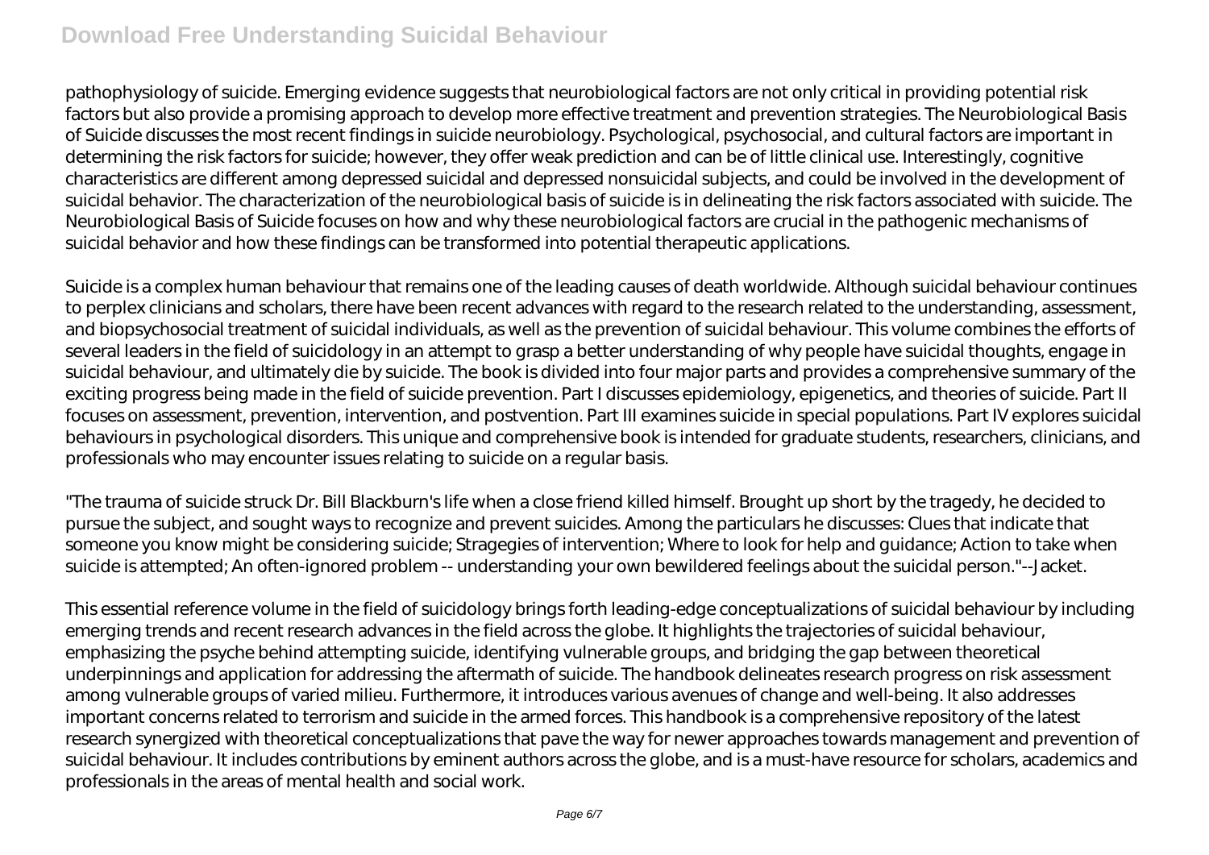pathophysiology of suicide. Emerging evidence suggests that neurobiological factors are not only critical in providing potential risk factors but also provide a promising approach to develop more effective treatment and prevention strategies. The Neurobiological Basis of Suicide discusses the most recent findings in suicide neurobiology. Psychological, psychosocial, and cultural factors are important in determining the risk factors for suicide; however, they offer weak prediction and can be of little clinical use. Interestingly, cognitive characteristics are different among depressed suicidal and depressed nonsuicidal subjects, and could be involved in the development of suicidal behavior. The characterization of the neurobiological basis of suicide is in delineating the risk factors associated with suicide. The Neurobiological Basis of Suicide focuses on how and why these neurobiological factors are crucial in the pathogenic mechanisms of suicidal behavior and how these findings can be transformed into potential therapeutic applications.

Suicide is a complex human behaviour that remains one of the leading causes of death worldwide. Although suicidal behaviour continues to perplex clinicians and scholars, there have been recent advances with regard to the research related to the understanding, assessment, and biopsychosocial treatment of suicidal individuals, as well as the prevention of suicidal behaviour. This volume combines the efforts of several leaders in the field of suicidology in an attempt to grasp a better understanding of why people have suicidal thoughts, engage in suicidal behaviour, and ultimately die by suicide. The book is divided into four major parts and provides a comprehensive summary of the exciting progress being made in the field of suicide prevention. Part I discusses epidemiology, epigenetics, and theories of suicide. Part II focuses on assessment, prevention, intervention, and postvention. Part III examines suicide in special populations. Part IV explores suicidal behaviours in psychological disorders. This unique and comprehensive book is intended for graduate students, researchers, clinicians, and professionals who may encounter issues relating to suicide on a regular basis.

"The trauma of suicide struck Dr. Bill Blackburn's life when a close friend killed himself. Brought up short by the tragedy, he decided to pursue the subject, and sought ways to recognize and prevent suicides. Among the particulars he discusses: Clues that indicate that someone you know might be considering suicide; Stragegies of intervention; Where to look for help and guidance; Action to take when suicide is attempted; An often-ignored problem -- understanding your own bewildered feelings about the suicidal person."--Jacket.

This essential reference volume in the field of suicidology brings forth leading-edge conceptualizations of suicidal behaviour by including emerging trends and recent research advances in the field across the globe. It highlights the trajectories of suicidal behaviour, emphasizing the psyche behind attempting suicide, identifying vulnerable groups, and bridging the gap between theoretical underpinnings and application for addressing the aftermath of suicide. The handbook delineates research progress on risk assessment among vulnerable groups of varied milieu. Furthermore, it introduces various avenues of change and well-being. It also addresses important concerns related to terrorism and suicide in the armed forces. This handbook is a comprehensive repository of the latest research synergized with theoretical conceptualizations that pave the way for newer approaches towards management and prevention of suicidal behaviour. It includes contributions by eminent authors across the globe, and is a must-have resource for scholars, academics and professionals in the areas of mental health and social work.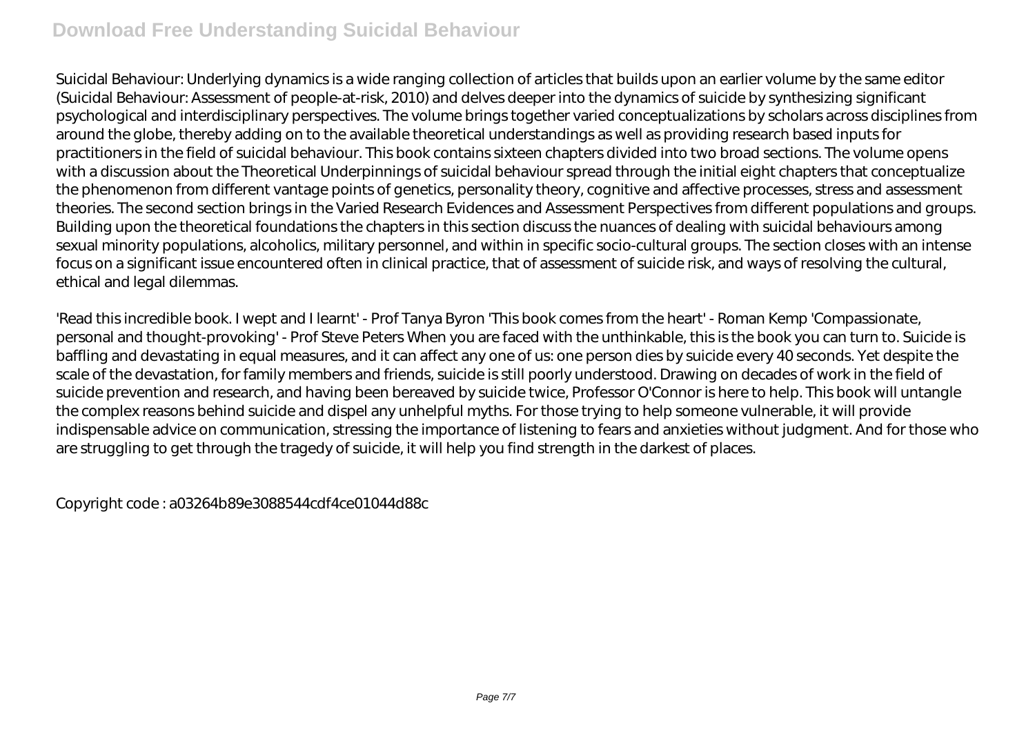Suicidal Behaviour: Underlying dynamics is a wide ranging collection of articles that builds upon an earlier volume by the same editor (Suicidal Behaviour: Assessment of people-at-risk, 2010) and delves deeper into the dynamics of suicide by synthesizing significant psychological and interdisciplinary perspectives. The volume brings together varied conceptualizations by scholars across disciplines from around the globe, thereby adding on to the available theoretical understandings as well as providing research based inputs for practitioners in the field of suicidal behaviour. This book contains sixteen chapters divided into two broad sections. The volume opens with a discussion about the Theoretical Underpinnings of suicidal behaviour spread through the initial eight chapters that conceptualize the phenomenon from different vantage points of genetics, personality theory, cognitive and affective processes, stress and assessment theories. The second section brings in the Varied Research Evidences and Assessment Perspectives from different populations and groups. Building upon the theoretical foundations the chapters in this section discuss the nuances of dealing with suicidal behaviours among sexual minority populations, alcoholics, military personnel, and within in specific socio-cultural groups. The section closes with an intense focus on a significant issue encountered often in clinical practice, that of assessment of suicide risk, and ways of resolving the cultural, ethical and legal dilemmas.

'Read this incredible book. I wept and I learnt' - Prof Tanya Byron 'This book comes from the heart' - Roman Kemp 'Compassionate, personal and thought-provoking' - Prof Steve Peters When you are faced with the unthinkable, this is the book you can turn to. Suicide is baffling and devastating in equal measures, and it can affect any one of us: one person dies by suicide every 40 seconds. Yet despite the scale of the devastation, for family members and friends, suicide is still poorly understood. Drawing on decades of work in the field of suicide prevention and research, and having been bereaved by suicide twice, Professor O'Connor is here to help. This book will untangle the complex reasons behind suicide and dispel any unhelpful myths. For those trying to help someone vulnerable, it will provide indispensable advice on communication, stressing the importance of listening to fears and anxieties without judgment. And for those who are struggling to get through the tragedy of suicide, it will help you find strength in the darkest of places.

Copyright code : a03264b89e3088544cdf4ce01044d88c